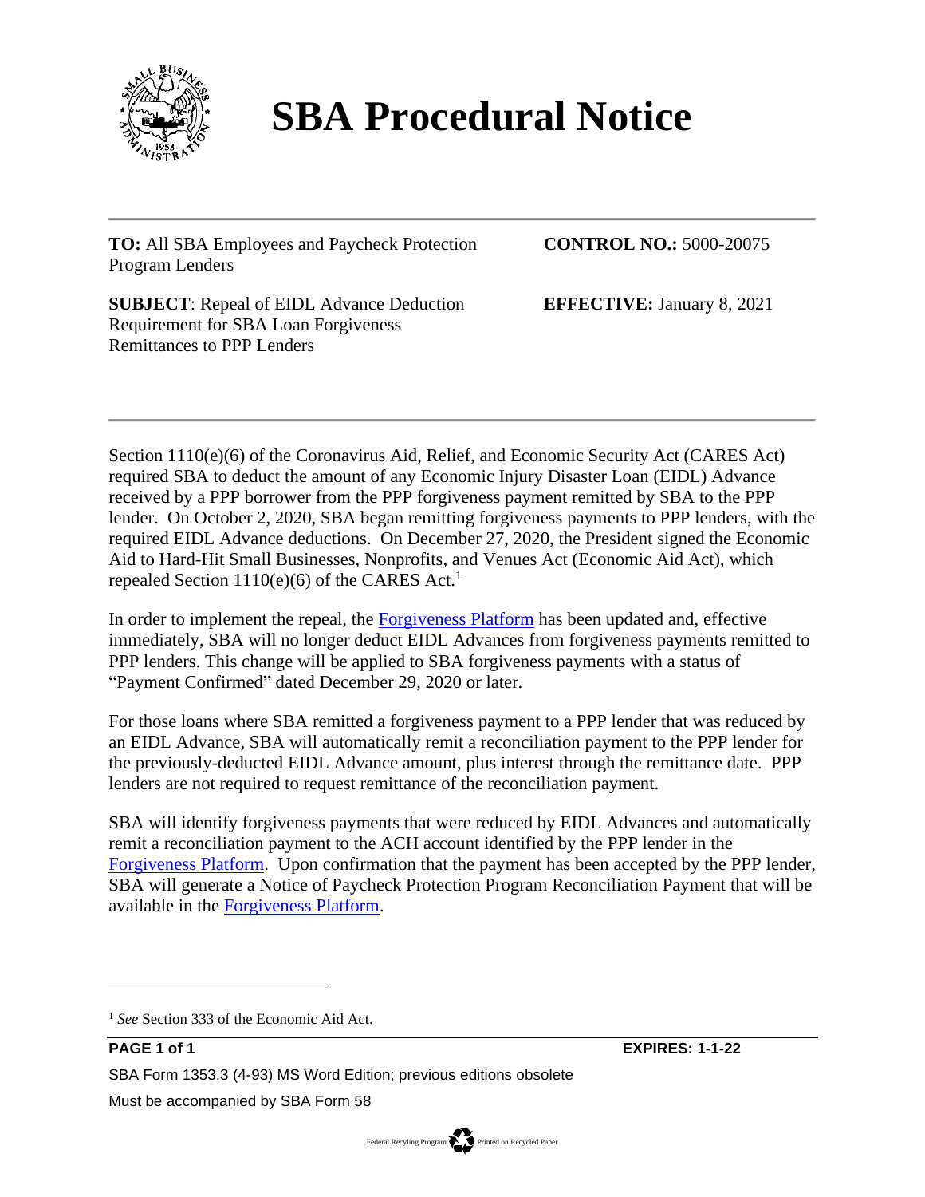# SBA Procedural Notice

**TO:** All SBA Employees and Paycheck Protection Program Lenders

**CONTROL NO.:** 5000-20075

**SUBJECT**: Repeal of EIDL Advance Deduction Requirement for SBA Loan Forgiveness Remittances to PPP Lenders

**EFFECTIVE:** January 8, 2021

---

Section 1110(e)(6) of the Coronavirus Aid, Relief, and Economic Security Act (CARES Act) required SBA to deduct the amount of any Economic Injury Disaster Loan (EIDL) Advance received by a PPP borrower from the PPP forgiveness payment remitted by SBA to the PPP lender. On October 2, 2020, SBA began remitting forgiveness payments to PPP lenders, with the required EIDL Advance deductions. On December 27, 2020, the President signed the Economic Aid to Hard-Hit Small Businesses, Nonprofits, and Venues Act (Economic Aid Act), which repealed Section 1110(e)(6) of the CARES Act.[1]

In order to implement the repeal, the Forgiveness Platform has been updated and, effective immediately, SBA will no longer deduct EIDL Advances from forgiveness payments remitted to PPP lenders. This change will be applied to SBA forgiveness payments with a status of "Payment Confirmed" dated December 29, 2020 or later.

For those loans where SBA remitted a forgiveness payment to a PPP lender that was reduced by an EIDL Advance, SBA will automatically remit a reconciliation payment to the PPP lender for the previously-deducted EIDL Advance amount, plus interest through the remittance date. PPP lenders are not required to request remittance of the reconciliation payment.

SBA will identify forgiveness payments that were reduced by EIDL Advances and automatically remit a reconciliation payment to the ACH account identified by the PPP lender in the Forgiveness Platform. Upon confirmation that the payment has been accepted by the PPP lender, SBA will generate a Notice of Paycheck Protection Program Reconciliation Payment that will be available in the Forgiveness Platform.

---

[1] *See* Section 333 of the Economic Aid Act.

**EXPIRES: 1-1-22**

SBA Form 1353.3 (4-93) MS Word Edition; previous editions obsolete

Must be accompanied by SBA Form 58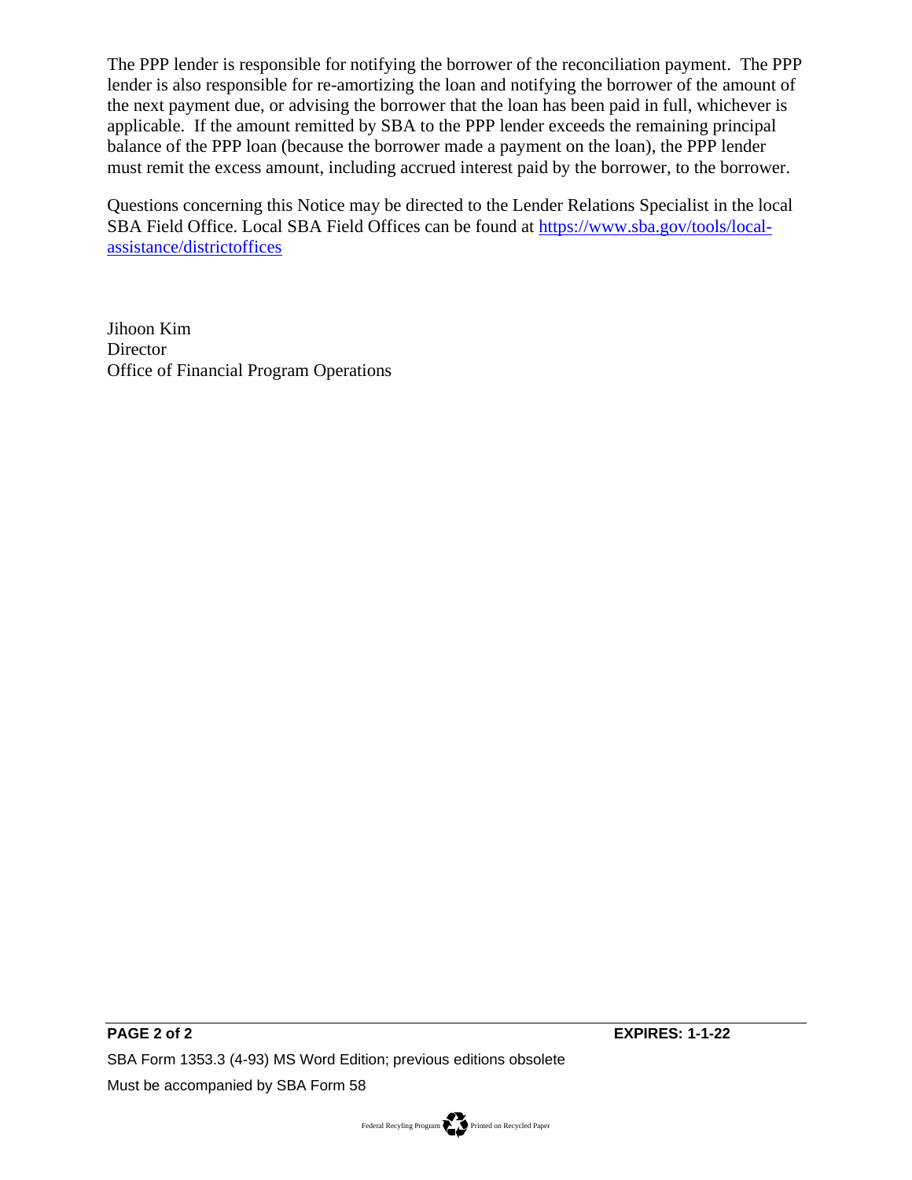The PPP lender is responsible for notifying the borrower of the reconciliation payment. The PPP lender is also responsible for re-amortizing the loan and notifying the borrower of the amount of the next payment due, or advising the borrower that the loan has been paid in full, whichever is applicable. If the amount remitted by SBA to the PPP lender exceeds the remaining principal balance of the PPP loan (because the borrower made a payment on the loan), the PPP lender must remit the excess amount, including accrued interest paid by the borrower, to the borrower.

Questions concerning this Notice may be directed to the Lender Relations Specialist in the local SBA Field Office. Local SBA Field Offices can be found at [https://www.sba.gov/tools/local-assistance/districtoffices](https://www.sba.gov/tools/local-assistance/districtoffices)

Jihoon Kim
Director
Office of Financial Program Operations

**EXPIRES: 1-1-22**

SBA Form 1353.3 (4-93) MS Word Edition; previous editions obsolete

Must be accompanied by SBA Form 58